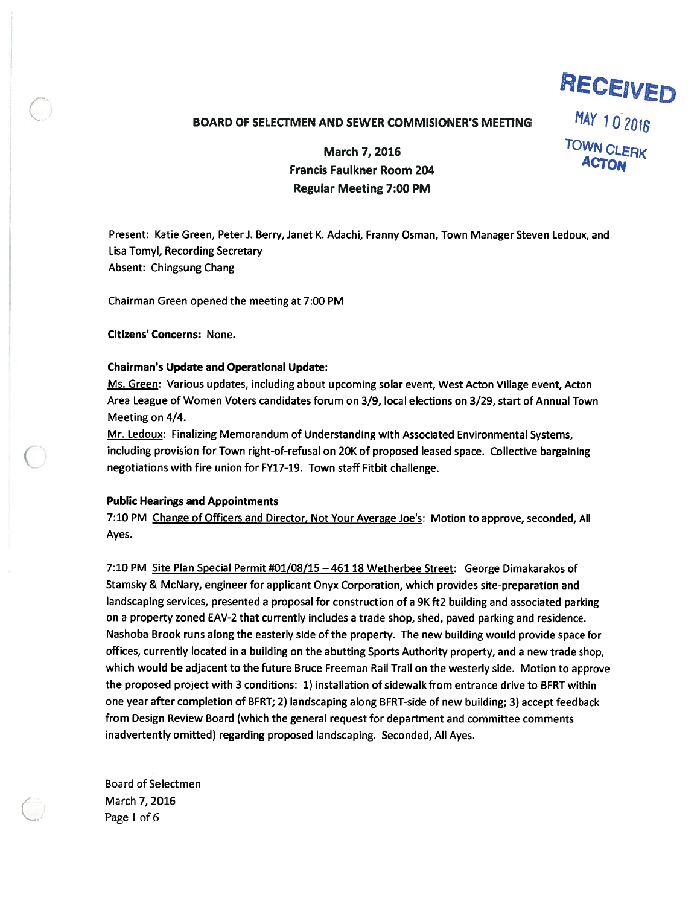# BOARD OF SELECTMEN AND SEWER COMMISIONER'S MEETING

RECEIVED
MAY 10 2016
TOWN CLERK
ACTON

**March 7, 2016**
**Francis Faulkner Room 204**
**Regular Meeting 7:00 PM**

Present: Katie Green, Peter J. Berry, Janet K. Adachi, Franny Osman, Town Manager Steven Ledoux, and Lisa Tomyl, Recording Secretary
Absent: Chingsung Chang

Chairman Green opened the meeting at 7:00 PM

**Citizens' Concerns:** None.

**Chairman's Update and Operational Update:**

Ms. Green: Various updates, including about upcoming solar event, West Acton Village event, Acton Area League of Women Voters candidates forum on 3/9, local elections on 3/29, start of Annual Town Meeting on 4/4.

Mr. Ledoux: Finalizing Memorandum of Understanding with Associated Environmental Systems, including provision for Town right-of-refusal on 20K of proposed leased space. Collective bargaining negotiations with fire union for FY17-19. Town staff Fitbit challenge.

**Public Hearings and Appointments**

7:10 PM Change of Officers and Director, Not Your Average Joe's: Motion to approve, seconded, All Ayes.

7:10 PM Site Plan Special Permit #01/08/15 – 461 18 Wetherbee Street: George Dimakarakos of Stamsky & McNary, engineer for applicant Onyx Corporation, which provides site-preparation and landscaping services, presented a proposal for construction of a 9K ft2 building and associated parking on a property zoned EAV-2 that currently includes a trade shop, shed, paved parking and residence. Nashoba Brook runs along the easterly side of the property. The new building would provide space for offices, currently located in a building on the abutting Sports Authority property, and a new trade shop, which would be adjacent to the future Bruce Freeman Rail Trail on the westerly side. Motion to approve the proposed project with 3 conditions: 1) installation of sidewalk from entrance drive to BFRT within one year after completion of BFRT; 2) landscaping along BFRT-side of new building; 3) accept feedback from Design Review Board (which the general request for department and committee comments inadvertently omitted) regarding proposed landscaping. Seconded, All Ayes.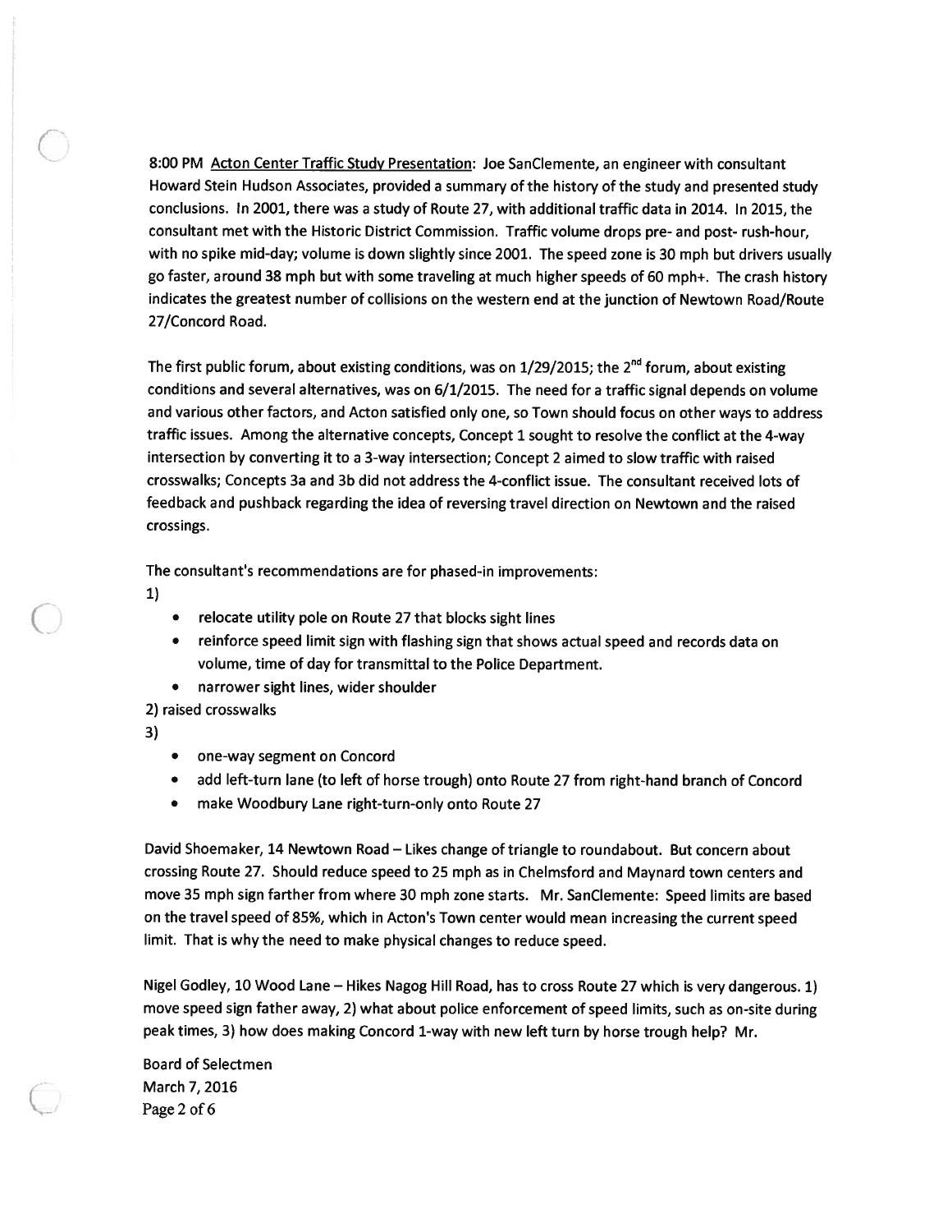8:00 PM Acton Center Traffic Study Presentation: Joe SanClemente, an engineer with consultant Howard Stein Hudson Associates, provided a summary of the history of the study and presented study conclusions. In 2001, there was a study of Route 27, with additional traffic data in 2014. In 2015, the consultant met with the Historic District Commission. Traffic volume drops pre- and post- rush-hour, with no spike mid-day; volume is down slightly since 2001. The speed zone is 30 mph but drivers usually go faster, around 38 mph but with some traveling at much higher speeds of 60 mph+. The crash history indicates the greatest number of collisions on the western end at the junction of Newtown Road/Route 27/Concord Road.

The first public forum, about existing conditions, was on 1/29/2015; the 2nd forum, about existing conditions and several alternatives, was on 6/1/2015. The need for a traffic signal depends on volume and various other factors, and Acton satisfied only one, so Town should focus on other ways to address traffic issues. Among the alternative concepts, Concept 1 sought to resolve the conflict at the 4-way intersection by converting it to a 3-way intersection; Concept 2 aimed to slow traffic with raised crosswalks; Concepts 3a and 3b did not address the 4-conflict issue. The consultant received lots of feedback and pushback regarding the idea of reversing travel direction on Newtown and the raised crossings.

The consultant's recommendations are for phased-in improvements:

1)

- relocate utility pole on Route 27 that blocks sight lines
- reinforce speed limit sign with flashing sign that shows actual speed and records data on volume, time of day for transmittal to the Police Department.
- narrower sight lines, wider shoulder

2) raised crosswalks

3)

- one-way segment on Concord
- add left-turn lane (to left of horse trough) onto Route 27 from right-hand branch of Concord
- make Woodbury Lane right-turn-only onto Route 27

David Shoemaker, 14 Newtown Road – Likes change of triangle to roundabout. But concern about crossing Route 27. Should reduce speed to 25 mph as in Chelmsford and Maynard town centers and move 35 mph sign farther from where 30 mph zone starts. Mr. SanClemente: Speed limits are based on the travel speed of 85%, which in Acton's Town center would mean increasing the current speed limit. That is why the need to make physical changes to reduce speed.

Nigel Godley, 10 Wood Lane – Hikes Nagog Hill Road, has to cross Route 27 which is very dangerous. 1) move speed sign father away, 2) what about police enforcement of speed limits, such as on-site during peak times, 3) how does making Concord 1-way with new left turn by horse trough help? Mr.

Board of Selectmen
March 7, 2016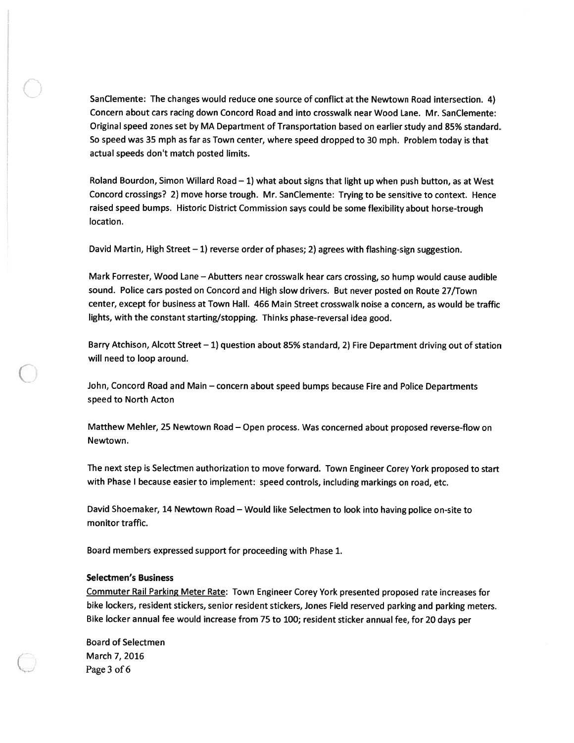SanClemente: The changes would reduce one source of conflict at the Newtown Road intersection. 4) Concern about cars racing down Concord Road and into crosswalk near Wood Lane. Mr. SanClemente: Original speed zones set by MA Department of Transportation based on earlier study and 85% standard. So speed was 35 mph as far as Town center, where speed dropped to 30 mph. Problem today is that actual speeds don't match posted limits.

Roland Bourdon, Simon Willard Road – 1) what about signs that light up when push button, as at West Concord crossings? 2) move horse trough. Mr. SanClemente: Trying to be sensitive to context. Hence raised speed bumps. Historic District Commission says could be some flexibility about horse-trough location.

David Martin, High Street – 1) reverse order of phases; 2) agrees with flashing-sign suggestion.

Mark Forrester, Wood Lane – Abutters near crosswalk hear cars crossing, so hump would cause audible sound. Police cars posted on Concord and High slow drivers. But never posted on Route 27/Town center, except for business at Town Hall. 466 Main Street crosswalk noise a concern, as would be traffic lights, with the constant starting/stopping. Thinks phase-reversal idea good.

Barry Atchison, Alcott Street – 1) question about 85% standard, 2) Fire Department driving out of station will need to loop around.

John, Concord Road and Main – concern about speed bumps because Fire and Police Departments speed to North Acton

Matthew Mehler, 25 Newtown Road – Open process. Was concerned about proposed reverse-flow on Newtown.

The next step is Selectmen authorization to move forward. Town Engineer Corey York proposed to start with Phase I because easier to implement: speed controls, including markings on road, etc.

David Shoemaker, 14 Newtown Road – Would like Selectmen to look into having police on-site to monitor traffic.

Board members expressed support for proceeding with Phase 1.

**Selectmen's Business**

Commuter Rail Parking Meter Rate: Town Engineer Corey York presented proposed rate increases for bike lockers, resident stickers, senior resident stickers, Jones Field reserved parking and parking meters. Bike locker annual fee would increase from 75 to 100; resident sticker annual fee, for 20 days per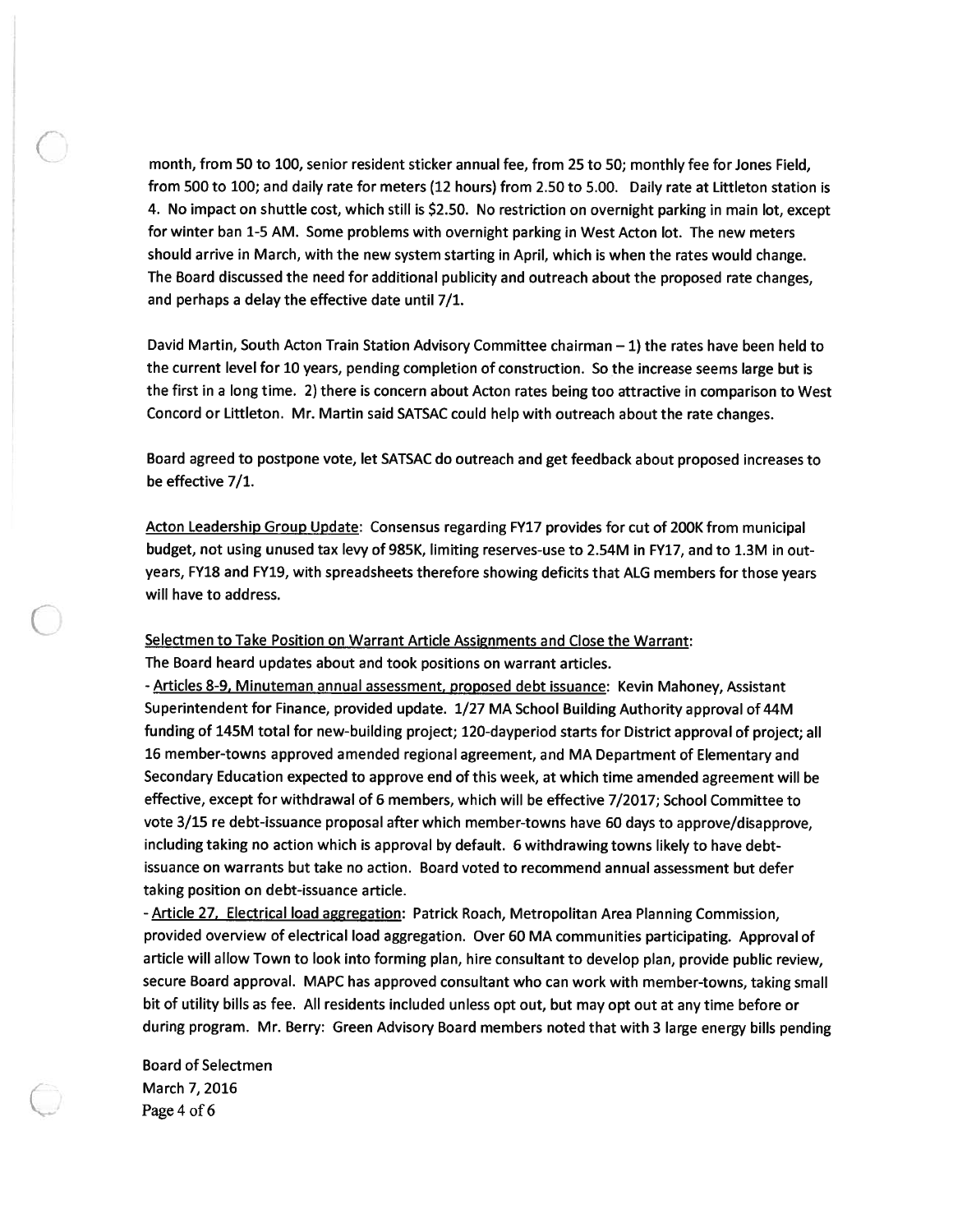month, from 50 to 100, senior resident sticker annual fee, from 25 to 50; monthly fee for Jones Field, from 500 to 100; and daily rate for meters (12 hours) from 2.50 to 5.00. Daily rate at Littleton station is 4. No impact on shuttle cost, which still is $2.50. No restriction on overnight parking in main lot, except for winter ban 1-5 AM. Some problems with overnight parking in West Acton lot. The new meters should arrive in March, with the new system starting in April, which is when the rates would change. The Board discussed the need for additional publicity and outreach about the proposed rate changes, and perhaps a delay the effective date until 7/1.

David Martin, South Acton Train Station Advisory Committee chairman – 1) the rates have been held to the current level for 10 years, pending completion of construction. So the increase seems large but is the first in a long time. 2) there is concern about Acton rates being too attractive in comparison to West Concord or Littleton. Mr. Martin said SATSAC could help with outreach about the rate changes.

Board agreed to postpone vote, let SATSAC do outreach and get feedback about proposed increases to be effective 7/1.

Acton Leadership Group Update: Consensus regarding FY17 provides for cut of 200K from municipal budget, not using unused tax levy of 985K, limiting reserves-use to 2.54M in FY17, and to 1.3M in out-years, FY18 and FY19, with spreadsheets therefore showing deficits that ALG members for those years will have to address.

Selectmen to Take Position on Warrant Article Assignments and Close the Warrant:
The Board heard updates about and took positions on warrant articles.

- Articles 8-9, Minuteman annual assessment, proposed debt issuance: Kevin Mahoney, Assistant Superintendent for Finance, provided update. 1/27 MA School Building Authority approval of 44M funding of 145M total for new-building project; 120-dayperiod starts for District approval of project; all 16 member-towns approved amended regional agreement, and MA Department of Elementary and Secondary Education expected to approve end of this week, at which time amended agreement will be effective, except for withdrawal of 6 members, which will be effective 7/2017; School Committee to vote 3/15 re debt-issuance proposal after which member-towns have 60 days to approve/disapprove, including taking no action which is approval by default. 6 withdrawing towns likely to have debt-issuance on warrants but take no action. Board voted to recommend annual assessment but defer taking position on debt-issuance article.
- Article 27, Electrical load aggregation: Patrick Roach, Metropolitan Area Planning Commission, provided overview of electrical load aggregation. Over 60 MA communities participating. Approval of article will allow Town to look into forming plan, hire consultant to develop plan, provide public review, secure Board approval. MAPC has approved consultant who can work with member-towns, taking small bit of utility bills as fee. All residents included unless opt out, but may opt out at any time before or during program. Mr. Berry: Green Advisory Board members noted that with 3 large energy bills pending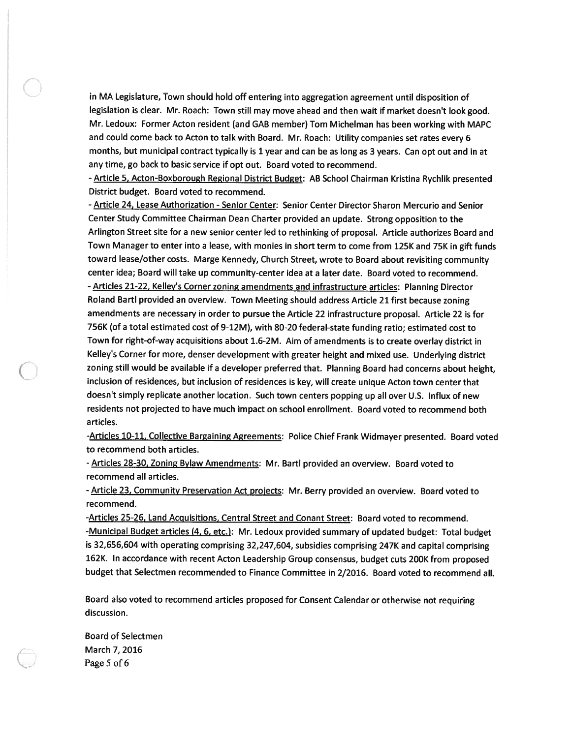in MA Legislature, Town should hold off entering into aggregation agreement until disposition of legislation is clear. Mr. Roach: Town still may move ahead and then wait if market doesn't look good. Mr. Ledoux: Former Acton resident (and GAB member) Tom Michelman has been working with MAPC and could come back to Acton to talk with Board. Mr. Roach: Utility companies set rates every 6 months, but municipal contract typically is 1 year and can be as long as 3 years. Can opt out and in at any time, go back to basic service if opt out. Board voted to recommend.

- Article 5, Acton-Boxborough Regional District Budget: AB School Chairman Kristina Rychlik presented District budget. Board voted to recommend.
- Article 24, Lease Authorization - Senior Center: Senior Center Director Sharon Mercurio and Senior Center Study Committee Chairman Dean Charter provided an update. Strong opposition to the Arlington Street site for a new senior center led to rethinking of proposal. Article authorizes Board and Town Manager to enter into a lease, with monies in short term to come from 125K and 75K in gift funds toward lease/other costs. Marge Kennedy, Church Street, wrote to Board about revisiting community center idea; Board will take up community-center idea at a later date. Board voted to recommend.
- Articles 21-22, Kelley's Corner zoning amendments and infrastructure articles: Planning Director Roland Bartl provided an overview. Town Meeting should address Article 21 first because zoning amendments are necessary in order to pursue the Article 22 infrastructure proposal. Article 22 is for 756K (of a total estimated cost of 9-12M), with 80-20 federal-state funding ratio; estimated cost to Town for right-of-way acquisitions about 1.6-2M. Aim of amendments is to create overlay district in Kelley's Corner for more, denser development with greater height and mixed use. Underlying district zoning still would be available if a developer preferred that. Planning Board had concerns about height, inclusion of residences, but inclusion of residences is key, will create unique Acton town center that doesn't simply replicate another location. Such town centers popping up all over U.S. Influx of new residents not projected to have much impact on school enrollment. Board voted to recommend both articles.
- Articles 10-11, Collective Bargaining Agreements: Police Chief Frank Widmayer presented. Board voted to recommend both articles.
- Articles 28-30, Zoning Bylaw Amendments: Mr. Bartl provided an overview. Board voted to recommend all articles.
- Article 23, Community Preservation Act projects: Mr. Berry provided an overview. Board voted to recommend.
- Articles 25-26, Land Acquisitions, Central Street and Conant Street: Board voted to recommend.
- Municipal Budget articles (4, 6, etc.): Mr. Ledoux provided summary of updated budget: Total budget is 32,656,604 with operating comprising 32,247,604, subsidies comprising 247K and capital comprising 162K. In accordance with recent Acton Leadership Group consensus, budget cuts 200K from proposed budget that Selectmen recommended to Finance Committee in 2/2016. Board voted to recommend all.

Board also voted to recommend articles proposed for Consent Calendar or otherwise not requiring discussion.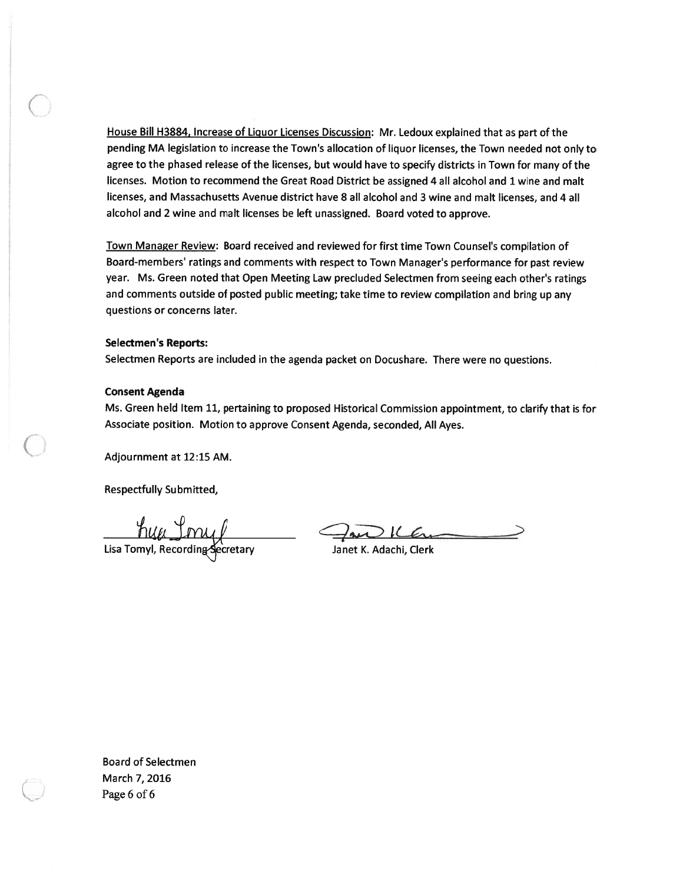House Bill H3884, Increase of Liquor Licenses Discussion: Mr. Ledoux explained that as part of the pending MA legislation to increase the Town's allocation of liquor licenses, the Town needed not only to agree to the phased release of the licenses, but would have to specify districts in Town for many of the licenses. Motion to recommend the Great Road District be assigned 4 all alcohol and 1 wine and malt licenses, and Massachusetts Avenue district have 8 all alcohol and 3 wine and malt licenses, and 4 all alcohol and 2 wine and malt licenses be left unassigned. Board voted to approve.

Town Manager Review: Board received and reviewed for first time Town Counsel's compilation of Board-members' ratings and comments with respect to Town Manager's performance for past review year. Ms. Green noted that Open Meeting Law precluded Selectmen from seeing each other's ratings and comments outside of posted public meeting; take time to review compilation and bring up any questions or concerns later.

**Selectmen's Reports:**

Selectmen Reports are included in the agenda packet on Docushare. There were no questions.

**Consent Agenda**

Ms. Green held Item 11, pertaining to proposed Historical Commission appointment, to clarify that is for Associate position. Motion to approve Consent Agenda, seconded, All Ayes.

Adjournment at 12:15 AM.

Respectfully Submitted,

Lisa Tomyl, Recording Secretary

Janet K. Adachi, Clerk

Board of Selectmen
March 7, 2016